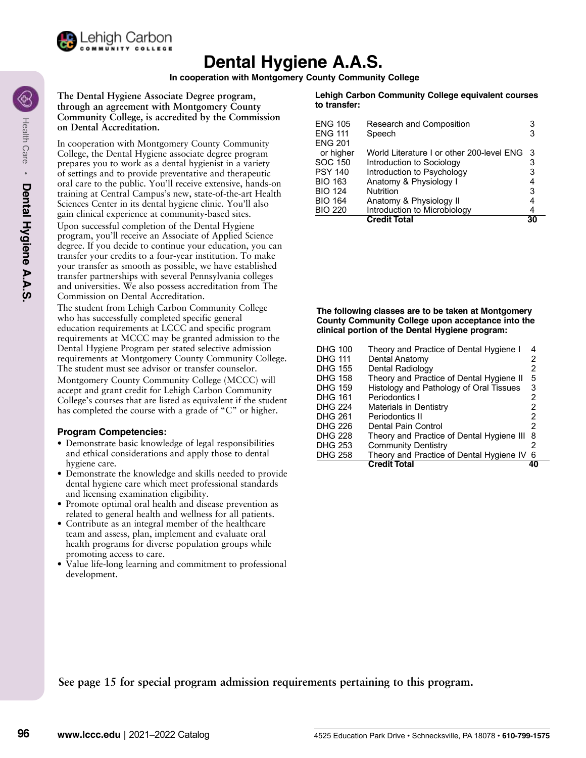# Dental Hygiene A.A.S.

**In cooperation with Montgomery County Community College**

**The Dental Hygiene Associate Degree program, through an agreement with Montgomery County Community College, is accredited by the Commission on Dental Accreditation.**

In cooperation with Montgomery County Community College, the Dental Hygiene associate degree program prepares you to work as a dental hygienist in a variety of settings and to provide preventative and therapeutic oral care to the public. You'll receive extensive, hands-on training at Central Campus's new, state-of-the-art Health Sciences Center in its dental hygiene clinic. You'll also gain clinical experience at community-based sites.

Upon successful completion of the Dental Hygiene program, you'll receive an Associate of Applied Science degree. If you decide to continue your education, you can transfer your credits to a four-year institution. To make your transfer as smooth as possible, we have established transfer partnerships with several Pennsylvania colleges and universities. We also possess accreditation from The Commission on Dental Accreditation.

The student from Lehigh Carbon Community College who has successfully completed specific general education requirements at LCCC and specific program requirements at MCCC may be granted admission to the Dental Hygiene Program per stated selective admission requirements at Montgomery County Community College. The student must see advisor or transfer counselor.

Montgomery County Community College (MCCC) will accept and grant credit for Lehigh Carbon Community College's courses that are listed as equivalent if the student has completed the course with a grade of "C" or higher.

### Program Competencies:

- Demonstrate basic knowledge of legal responsibilities and ethical considerations and apply those to dental hygiene care.
- Demonstrate the knowledge and skills needed to provide dental hygiene care which meet professional standards and licensing examination eligibility.
- Promote optimal oral health and disease prevention as related to general health and wellness for all patients.
- Contribute as an integral member of the healthcare team and assess, plan, implement and evaluate oral health programs for diverse population groups while promoting access to care.
- Value life-long learning and commitment to professional development.

**Lehigh Carbon Community College equivalent courses to transfer:**

| Course | Title | Credits |
|---|---|---|
| ENG 105 | Research and Composition | 3 |
| ENG 111 | Speech | 3 |
| ENG 201 or higher | World Literature I or other 200-level ENG | 3 |
| SOC 150 | Introduction to Sociology | 3 |
| PSY 140 | Introduction to Psychology | 3 |
| BIO 163 | Anatomy & Physiology I | 4 |
| BIO 124 | Nutrition | 3 |
| BIO 164 | Anatomy & Physiology II | 4 |
| BIO 220 | Introduction to Microbiology | 4 |
| | **Credit Total** | **30** |

**The following classes are to be taken at Montgomery County Community College upon acceptance into the clinical portion of the Dental Hygiene program:**

| Course | Title | Credits |
|---|---|---|
| DHG 100 | Theory and Practice of Dental Hygiene I | 4 |
| DHG 111 | Dental Anatomy | 2 |
| DHG 155 | Dental Radiology | 2 |
| DHG 158 | Theory and Practice of Dental Hygiene II | 5 |
| DHG 159 | Histology and Pathology of Oral Tissues | 3 |
| DHG 161 | Periodontics I | 2 |
| DHG 224 | Materials in Dentistry | 2 |
| DHG 261 | Periodontics II | 2 |
| DHG 226 | Dental Pain Control | 2 |
| DHG 228 | Theory and Practice of Dental Hygiene III | 8 |
| DHG 253 | Community Dentistry | 2 |
| DHG 258 | Theory and Practice of Dental Hygiene IV | 6 |
| | **Credit Total** | **40** |

**See page 15 for special program admission requirements pertaining to this program.**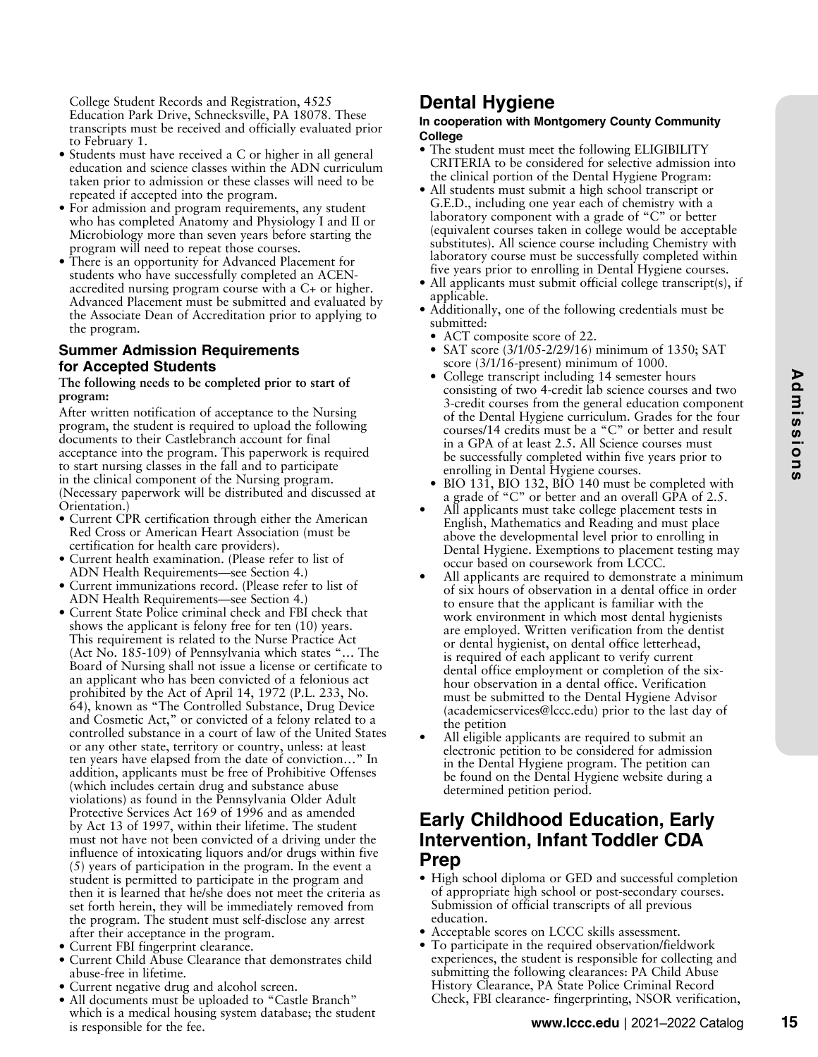College Student Records and Registration, 4525 Education Park Drive, Schnecksville, PA 18078. These transcripts must be received and officially evaluated prior to February 1.

- Students must have received a C or higher in all general education and science classes within the ADN curriculum taken prior to admission or these classes will need to be repeated if accepted into the program.
- For admission and program requirements, any student who has completed Anatomy and Physiology I and II or Microbiology more than seven years before starting the program will need to repeat those courses.
- There is an opportunity for Advanced Placement for students who have successfully completed an ACEN-accredited nursing program course with a C+ or higher. Advanced Placement must be submitted and evaluated by the Associate Dean of Accreditation prior to applying to the program.

### Summer Admission Requirements for Accepted Students

**The following needs to be completed prior to start of program:**

After written notification of acceptance to the Nursing program, the student is required to upload the following documents to their Castlebranch account for final acceptance into the program. This paperwork is required to start nursing classes in the fall and to participate in the clinical component of the Nursing program. (Necessary paperwork will be distributed and discussed at Orientation.)

- Current CPR certification through either the American Red Cross or American Heart Association (must be certification for health care providers).
- Current health examination. (Please refer to list of ADN Health Requirements—see Section 4.)
- Current immunizations record. (Please refer to list of ADN Health Requirements—see Section 4.)
- Current State Police criminal check and FBI check that shows the applicant is felony free for ten (10) years. This requirement is related to the Nurse Practice Act (Act No. 185-109) of Pennsylvania which states "… The Board of Nursing shall not issue a license or certificate to an applicant who has been convicted of a felonious act prohibited by the Act of April 14, 1972 (P.L. 233, No. 64), known as "The Controlled Substance, Drug Device and Cosmetic Act," or convicted of a felony related to a controlled substance in a court of law of the United States or any other state, territory or country, unless: at least ten years have elapsed from the date of conviction…" In addition, applicants must be free of Prohibitive Offenses (which includes certain drug and substance abuse violations) as found in the Pennsylvania Older Adult Protective Services Act 169 of 1996 and as amended by Act 13 of 1997, within their lifetime. The student must not have not been convicted of a driving under the influence of intoxicating liquors and/or drugs within five (5) years of participation in the program. In the event a student is permitted to participate in the program and then it is learned that he/she does not meet the criteria as set forth herein, they will be immediately removed from the program. The student must self-disclose any arrest after their acceptance in the program.
- Current FBI fingerprint clearance.
- Current Child Abuse Clearance that demonstrates child abuse-free in lifetime.
- Current negative drug and alcohol screen.
- All documents must be uploaded to "Castle Branch" which is a medical housing system database; the student is responsible for the fee.

## Dental Hygiene

**In cooperation with Montgomery County Community College**

- The student must meet the following ELIGIBILITY CRITERIA to be considered for selective admission into the clinical portion of the Dental Hygiene Program:
- All students must submit a high school transcript or G.E.D., including one year each of chemistry with a laboratory component with a grade of "C" or better (equivalent courses taken in college would be acceptable substitutes). All science course including Chemistry with laboratory course must be successfully completed within five years prior to enrolling in Dental Hygiene courses.
- All applicants must submit official college transcript(s), if applicable.
- Additionally, one of the following credentials must be submitted:
  - ACT composite score of 22.
  - SAT score (3/1/05-2/29/16) minimum of 1350; SAT score (3/1/16-present) minimum of 1000.
  - College transcript including 14 semester hours consisting of two 4-credit lab science courses and two 3-credit courses from the general education component of the Dental Hygiene curriculum. Grades for the four courses/14 credits must be a "C" or better and result in a GPA of at least 2.5. All Science courses must be successfully completed within five years prior to enrolling in Dental Hygiene courses.
  - BIO 131, BIO 132, BIO 140 must be completed with a grade of "C" or better and an overall GPA of 2.5.
- All applicants must take college placement tests in English, Mathematics and Reading and must place above the developmental level prior to enrolling in Dental Hygiene. Exemptions to placement testing may occur based on coursework from LCCC.
- All applicants are required to demonstrate a minimum of six hours of observation in a dental office in order to ensure that the applicant is familiar with the work environment in which most dental hygienists are employed. Written verification from the dentist or dental hygienist, on dental office letterhead, is required of each applicant to verify current dental office employment or completion of the six-hour observation in a dental office. Verification must be submitted to the Dental Hygiene Advisor (academicservices@lccc.edu) prior to the last day of the petition
- All eligible applicants are required to submit an electronic petition to be considered for admission in the Dental Hygiene program. The petition can be found on the Dental Hygiene website during a determined petition period.

## Early Childhood Education, Early Intervention, Infant Toddler CDA Prep

- High school diploma or GED and successful completion of appropriate high school or post-secondary courses. Submission of official transcripts of all previous education.
- Acceptable scores on LCCC skills assessment.
- To participate in the required observation/fieldwork experiences, the student is responsible for collecting and submitting the following clearances: PA Child Abuse History Clearance, PA State Police Criminal Record Check, FBI clearance- fingerprinting, NSOR verification,